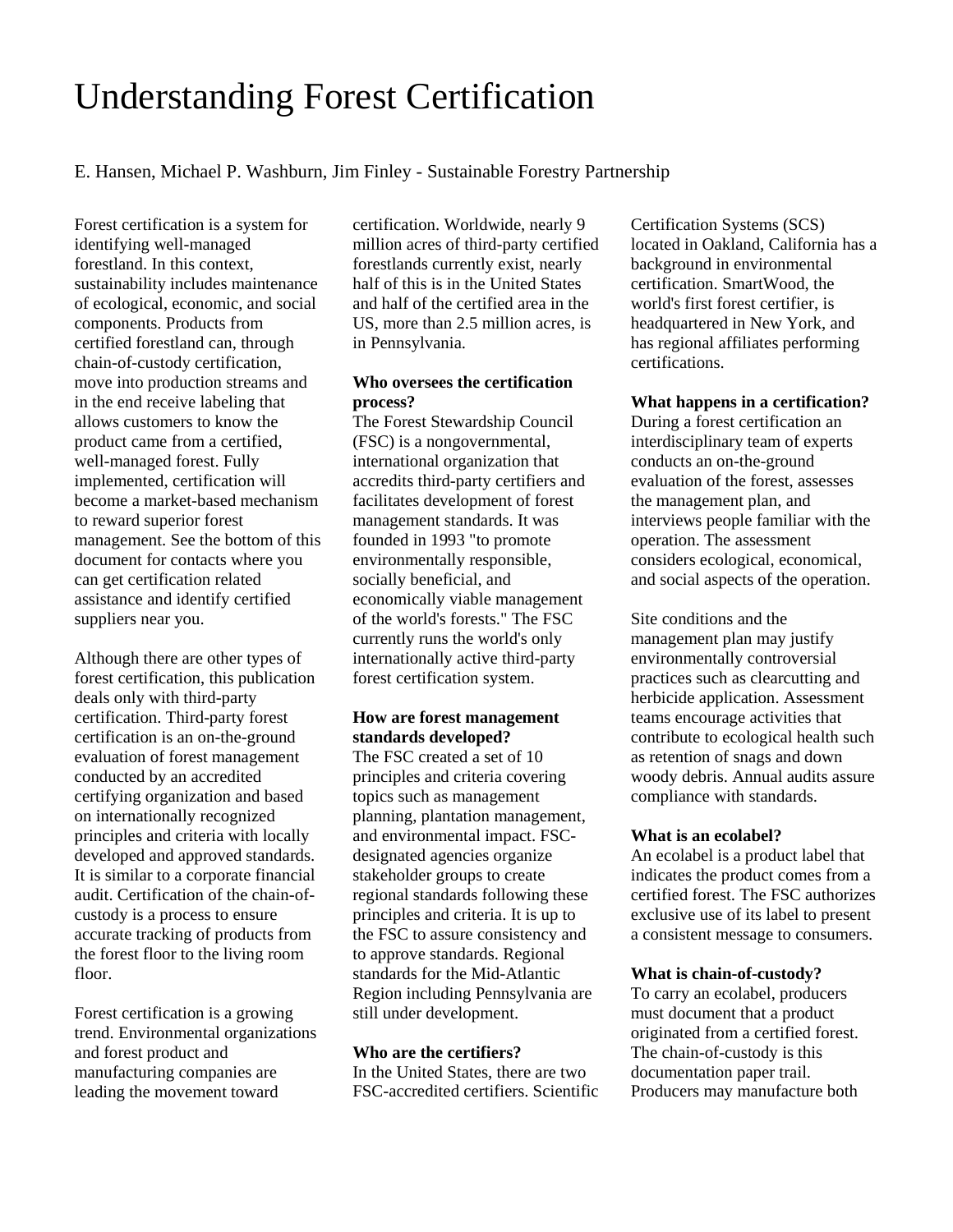# Understanding Forest Certification

E. Hansen, Michael P. Washburn, Jim Finley - Sustainable Forestry Partnership

Forest certification is a system for identifying well-managed forestland. In this context, sustainability includes maintenance of ecological, economic, and social components. Products from certified forestland can, through chain-of-custody certification, move into production streams and in the end receive labeling that allows customers to know the product came from a certified, well-managed forest. Fully implemented, certification will become a market-based mechanism to reward superior forest management. See the bottom of this document for contacts where you can get certification related assistance and identify certified suppliers near you.

Although there are other types of forest certification, this publication deals only with third-party certification. Third-party forest certification is an on-the-ground evaluation of forest management conducted by an accredited certifying organization and based on internationally recognized principles and criteria with locally developed and approved standards. It is similar to a corporate financial audit. Certification of the chain-of-custody is a process to ensure accurate tracking of products from the forest floor to the living room floor.

Forest certification is a growing trend. Environmental organizations and forest product and manufacturing companies are leading the movement toward certification. Worldwide, nearly 9 million acres of third-party certified forestlands currently exist, nearly half of this is in the United States and half of the certified area in the US, more than 2.5 million acres, is in Pennsylvania.

**Who oversees the certification process?**
The Forest Stewardship Council (FSC) is a nongovernmental, international organization that accredits third-party certifiers and facilitates development of forest management standards. It was founded in 1993 "to promote environmentally responsible, socially beneficial, and economically viable management of the world's forests." The FSC currently runs the world's only internationally active third-party forest certification system.

**How are forest management standards developed?**
The FSC created a set of 10 principles and criteria covering topics such as management planning, plantation management, and environmental impact. FSC-designated agencies organize stakeholder groups to create regional standards following these principles and criteria. It is up to the FSC to assure consistency and to approve standards. Regional standards for the Mid-Atlantic Region including Pennsylvania are still under development.

**Who are the certifiers?**
In the United States, there are two FSC-accredited certifiers. Scientific Certification Systems (SCS) located in Oakland, California has a background in environmental certification. SmartWood, the world's first forest certifier, is headquartered in New York, and has regional affiliates performing certifications.

**What happens in a certification?**
During a forest certification an interdisciplinary team of experts conducts an on-the-ground evaluation of the forest, assesses the management plan, and interviews people familiar with the operation. The assessment considers ecological, economical, and social aspects of the operation.

Site conditions and the management plan may justify environmentally controversial practices such as clearcutting and herbicide application. Assessment teams encourage activities that contribute to ecological health such as retention of snags and down woody debris. Annual audits assure compliance with standards.

**What is an ecolabel?**
An ecolabel is a product label that indicates the product comes from a certified forest. The FSC authorizes exclusive use of its label to present a consistent message to consumers.

**What is chain-of-custody?**
To carry an ecolabel, producers must document that a product originated from a certified forest. The chain-of-custody is this documentation paper trail. Producers may manufacture both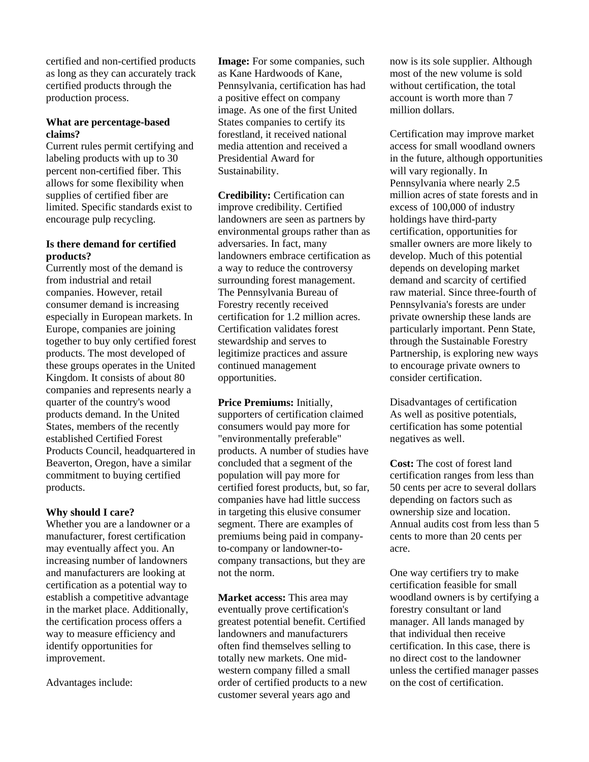certified and non-certified products as long as they can accurately track certified products through the production process.

**What are percentage-based claims?**

Current rules permit certifying and labeling products with up to 30 percent non-certified fiber. This allows for some flexibility when supplies of certified fiber are limited. Specific standards exist to encourage pulp recycling.

**Is there demand for certified products?**

Currently most of the demand is from industrial and retail companies. However, retail consumer demand is increasing especially in European markets. In Europe, companies are joining together to buy only certified forest products. The most developed of these groups operates in the United Kingdom. It consists of about 80 companies and represents nearly a quarter of the country's wood products demand. In the United States, members of the recently established Certified Forest Products Council, headquartered in Beaverton, Oregon, have a similar commitment to buying certified products.

**Why should I care?**

Whether you are a landowner or a manufacturer, forest certification may eventually affect you. An increasing number of landowners and manufacturers are looking at certification as a potential way to establish a competitive advantage in the market place. Additionally, the certification process offers a way to measure efficiency and identify opportunities for improvement.

Advantages include:

**Image:** For some companies, such as Kane Hardwoods of Kane, Pennsylvania, certification has had a positive effect on company image. As one of the first United States companies to certify its forestland, it received national media attention and received a Presidential Award for Sustainability.

**Credibility:** Certification can improve credibility. Certified landowners are seen as partners by environmental groups rather than as adversaries. In fact, many landowners embrace certification as a way to reduce the controversy surrounding forest management. The Pennsylvania Bureau of Forestry recently received certification for 1.2 million acres. Certification validates forest stewardship and serves to legitimize practices and assure continued management opportunities.

**Price Premiums:** Initially, supporters of certification claimed consumers would pay more for "environmentally preferable" products. A number of studies have concluded that a segment of the population will pay more for certified forest products, but, so far, companies have had little success in targeting this elusive consumer segment. There are examples of premiums being paid in company-to-company or landowner-to-company transactions, but they are not the norm.

**Market access:** This area may eventually prove certification's greatest potential benefit. Certified landowners and manufacturers often find themselves selling to totally new markets. One mid-western company filled a small order of certified products to a new customer several years ago and now is its sole supplier. Although most of the new volume is sold without certification, the total account is worth more than 7 million dollars.

Certification may improve market access for small woodland owners in the future, although opportunities will vary regionally. In Pennsylvania where nearly 2.5 million acres of state forests and in excess of 100,000 of industry holdings have third-party certification, opportunities for smaller owners are more likely to develop. Much of this potential depends on developing market demand and scarcity of certified raw material. Since three-fourth of Pennsylvania's forests are under private ownership these lands are particularly important. Penn State, through the Sustainable Forestry Partnership, is exploring new ways to encourage private owners to consider certification.

Disadvantages of certification

As well as positive potentials, certification has some potential negatives as well.

**Cost:** The cost of forest land certification ranges from less than 50 cents per acre to several dollars depending on factors such as ownership size and location. Annual audits cost from less than 5 cents to more than 20 cents per acre.

One way certifiers try to make certification feasible for small woodland owners is by certifying a forestry consultant or land manager. All lands managed by that individual then receive certification. In this case, there is no direct cost to the landowner unless the certified manager passes on the cost of certification.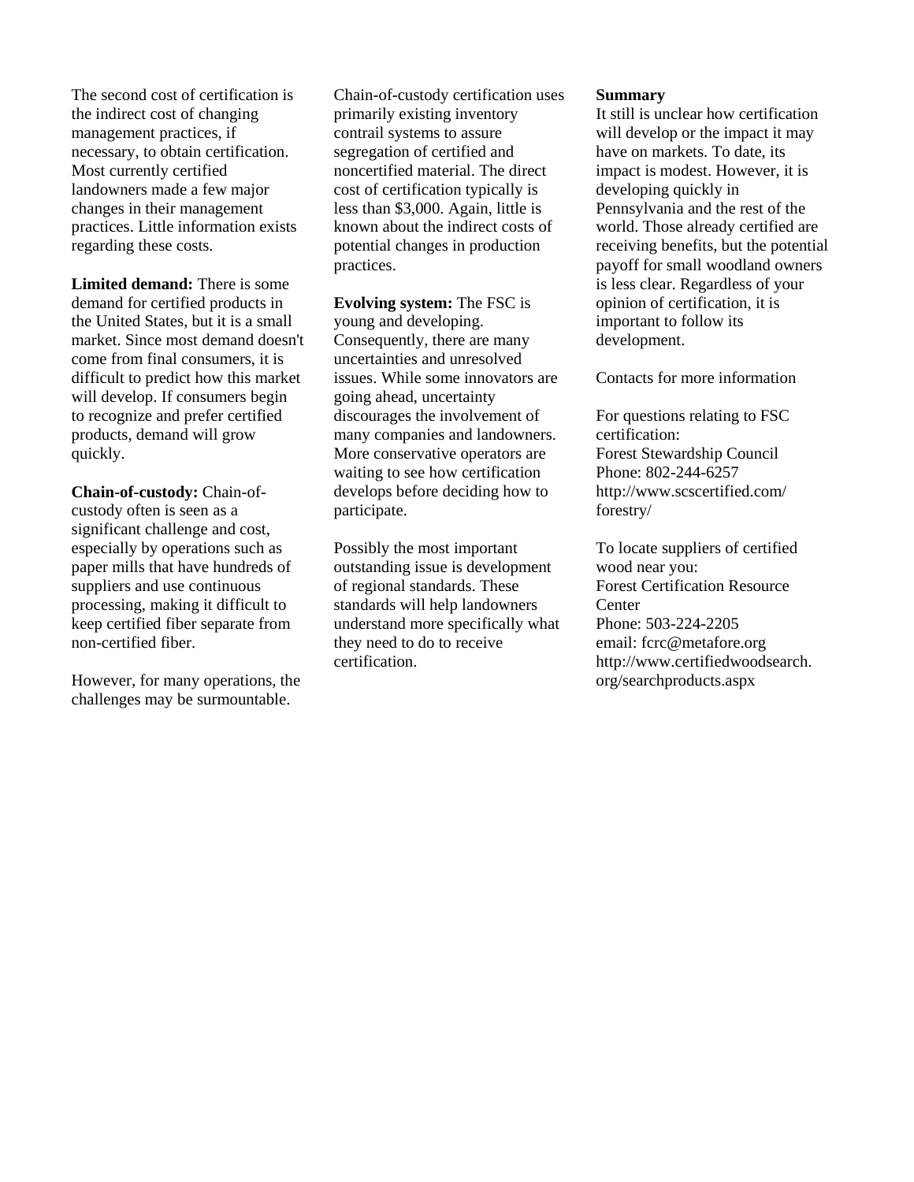The second cost of certification is the indirect cost of changing management practices, if necessary, to obtain certification. Most currently certified landowners made a few major changes in their management practices. Little information exists regarding these costs.

**Limited demand:** There is some demand for certified products in the United States, but it is a small market. Since most demand doesn't come from final consumers, it is difficult to predict how this market will develop. If consumers begin to recognize and prefer certified products, demand will grow quickly.

**Chain-of-custody:** Chain-of-custody often is seen as a significant challenge and cost, especially by operations such as paper mills that have hundreds of suppliers and use continuous processing, making it difficult to keep certified fiber separate from non-certified fiber.

However, for many operations, the challenges may be surmountable.

Chain-of-custody certification uses primarily existing inventory contrail systems to assure segregation of certified and noncertified material. The direct cost of certification typically is less than $3,000. Again, little is known about the indirect costs of potential changes in production practices.

**Evolving system:** The FSC is young and developing. Consequently, there are many uncertainties and unresolved issues. While some innovators are going ahead, uncertainty discourages the involvement of many companies and landowners. More conservative operators are waiting to see how certification develops before deciding how to participate.

Possibly the most important outstanding issue is development of regional standards. These standards will help landowners understand more specifically what they need to do to receive certification.

**Summary**

It still is unclear how certification will develop or the impact it may have on markets. To date, its impact is modest. However, it is developing quickly in Pennsylvania and the rest of the world. Those already certified are receiving benefits, but the potential payoff for small woodland owners is less clear. Regardless of your opinion of certification, it is important to follow its development.

Contacts for more information

For questions relating to FSC certification:
Forest Stewardship Council
Phone: 802-244-6257
http://www.scscertified.com/forestry/

To locate suppliers of certified wood near you:
Forest Certification Resource Center
Phone: 503-224-2205
email: fcrc@metafore.org
http://www.certifiedwoodsearch.org/searchproducts.aspx